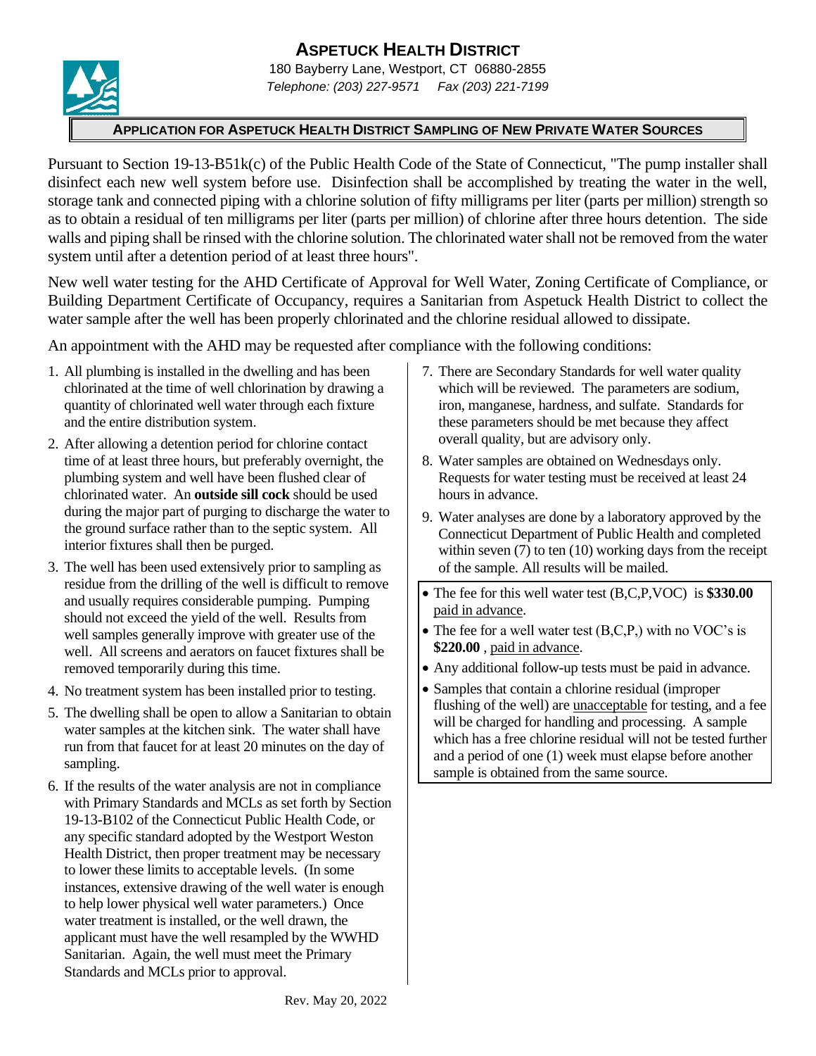# ASPETUCK HEALTH DISTRICT

180 Bayberry Lane, Westport, CT 06880-2855

*Telephone: (203) 227-9571 Fax (203) 221-7199*

## APPLICATION FOR ASPETUCK HEALTH DISTRICT SAMPLING OF NEW PRIVATE WATER SOURCES

Pursuant to Section 19-13-B51k(c) of the Public Health Code of the State of Connecticut, "The pump installer shall disinfect each new well system before use. Disinfection shall be accomplished by treating the water in the well, storage tank and connected piping with a chlorine solution of fifty milligrams per liter (parts per million) strength so as to obtain a residual of ten milligrams per liter (parts per million) of chlorine after three hours detention. The side walls and piping shall be rinsed with the chlorine solution. The chlorinated water shall not be removed from the water system until after a detention period of at least three hours".

New well water testing for the AHD Certificate of Approval for Well Water, Zoning Certificate of Compliance, or Building Department Certificate of Occupancy, requires a Sanitarian from Aspetuck Health District to collect the water sample after the well has been properly chlorinated and the chlorine residual allowed to dissipate.

An appointment with the AHD may be requested after compliance with the following conditions:

1. All plumbing is installed in the dwelling and has been chlorinated at the time of well chlorination by drawing a quantity of chlorinated well water through each fixture and the entire distribution system.
2. After allowing a detention period for chlorine contact time of at least three hours, but preferably overnight, the plumbing system and well have been flushed clear of chlorinated water. An **outside sill cock** should be used during the major part of purging to discharge the water to the ground surface rather than to the septic system. All interior fixtures shall then be purged.
3. The well has been used extensively prior to sampling as residue from the drilling of the well is difficult to remove and usually requires considerable pumping. Pumping should not exceed the yield of the well. Results from well samples generally improve with greater use of the well. All screens and aerators on faucet fixtures shall be removed temporarily during this time.
4. No treatment system has been installed prior to testing.
5. The dwelling shall be open to allow a Sanitarian to obtain water samples at the kitchen sink. The water shall have run from that faucet for at least 20 minutes on the day of sampling.
6. If the results of the water analysis are not in compliance with Primary Standards and MCLs as set forth by Section 19-13-B102 of the Connecticut Public Health Code, or any specific standard adopted by the Westport Weston Health District, then proper treatment may be necessary to lower these limits to acceptable levels. (In some instances, extensive drawing of the well water is enough to help lower physical well water parameters.) Once water treatment is installed, or the well drawn, the applicant must have the well resampled by the WWHD Sanitarian. Again, the well must meet the Primary Standards and MCLs prior to approval.
7. There are Secondary Standards for well water quality which will be reviewed. The parameters are sodium, iron, manganese, hardness, and sulfate. Standards for these parameters should be met because they affect overall quality, but are advisory only.
8. Water samples are obtained on Wednesdays only. Requests for water testing must be received at least 24 hours in advance.
9. Water analyses are done by a laboratory approved by the Connecticut Department of Public Health and completed within seven (7) to ten (10) working days from the receipt of the sample. All results will be mailed.

- The fee for this well water test (B,C,P,VOC) is **$330.00** paid in advance.
- The fee for a well water test (B,C,P,) with no VOC's is **$220.00** , paid in advance.
- Any additional follow-up tests must be paid in advance.
- Samples that contain a chlorine residual (improper flushing of the well) are unacceptable for testing, and a fee will be charged for handling and processing. A sample which has a free chlorine residual will not be tested further and a period of one (1) week must elapse before another sample is obtained from the same source.

Rev. May 20, 2022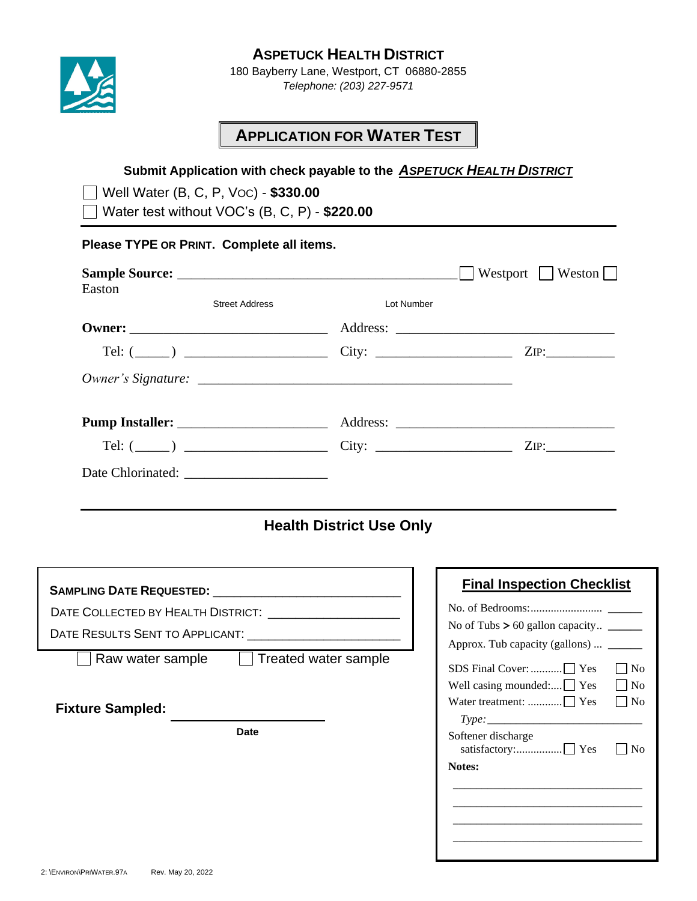# ASPETUCK HEALTH DISTRICT

180 Bayberry Lane, Westport, CT 06880-2855

*Telephone: (203) 227-9571*

## APPLICATION FOR WATER TEST

**Submit Application with check payable to the *ASPETUCK HEALTH DISTRICT***

☐ Well Water (B, C, P, VOC) - **$330.00**

☐ Water test without VOC's (B, C, P) - **$220.00**

---

**Please TYPE OR PRINT. Complete all items.**

**Sample Source:** ______________________ ☐ Westport ☐ Weston ☐ Easton

Street Address — Lot Number

**Owner:** ______________________ Address: ______________________

Tel: (_____) ______________________ City: ______________________ ZIP:__________

*Owner's Signature:* ______________________

**Pump Installer:** ______________________ Address: ______________________

Tel: (_____) ______________________ City: ______________________ ZIP:__________

Date Chlorinated: ______________________

---

### Health District Use Only

**SAMPLING DATE REQUESTED:** ______________________

DATE COLLECTED BY HEALTH DISTRICT: ______________________

DATE RESULTS SENT TO APPLICANT: ______________________

☐ Raw water sample ☐ Treated water sample

**Fixture Sampled:** ______________________

**Date**

#### Final Inspection Checklist

No. of Bedrooms:......................... ______

No of Tubs > 60 gallon capacity.. ______

Approx. Tub capacity (gallons) ... ______

SDS Final Cover:........... ☐ Yes ☐ No

Well casing mounded:.... ☐ Yes ☐ No

Water treatment: ............ ☐ Yes ☐ No

*Type:* ______________________

Softener discharge satisfactory:................ ☐ Yes ☐ No

**Notes:**

______________________

______________________

______________________

______________________

2: \ENVIRON\PRIWATER.97A Rev. May 20, 2022